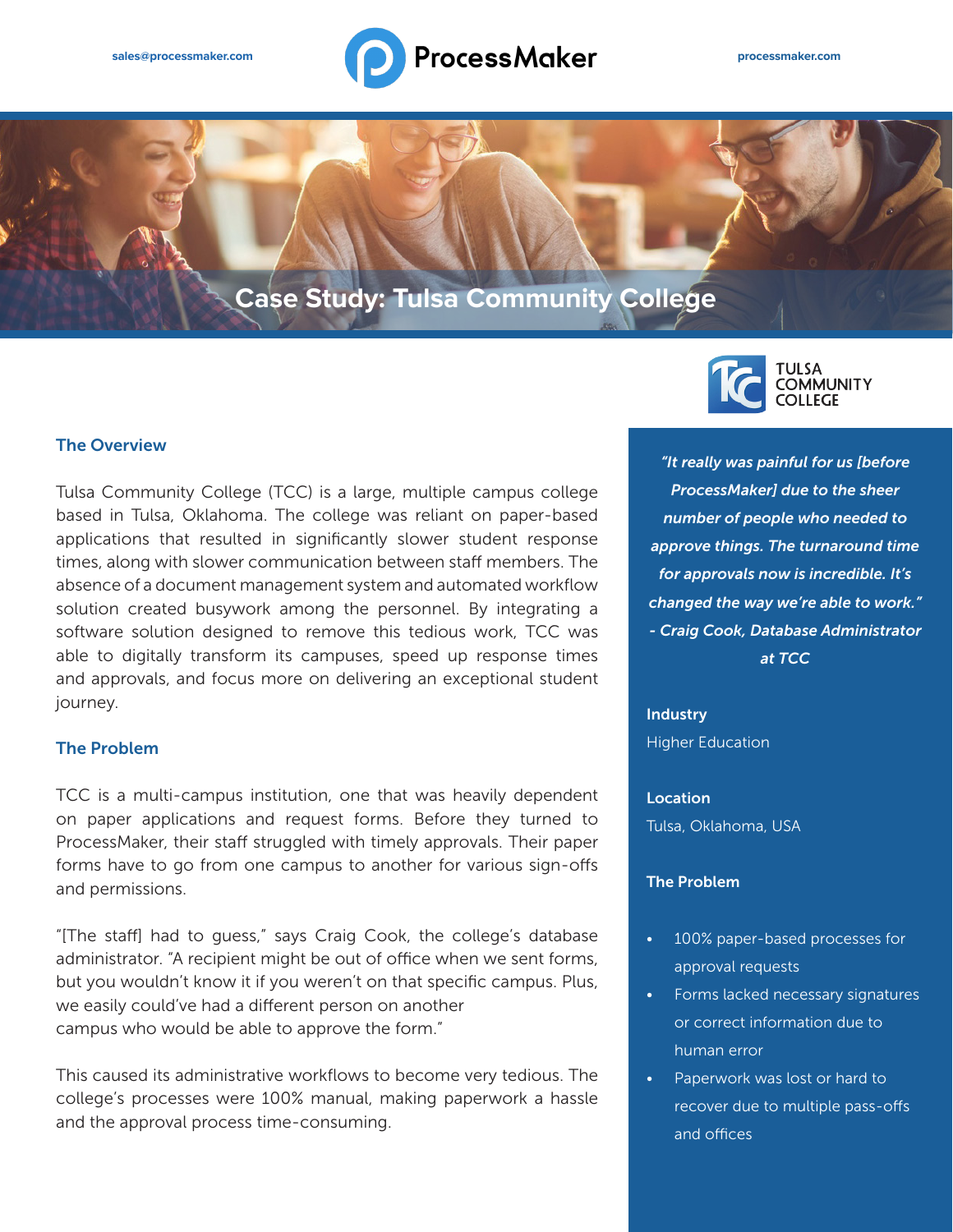sales@processmaker.com

processmaker.com

# Case Study: Tulsa Community College

## The Overview

Tulsa Community College (TCC) is a large, multiple campus college based in Tulsa, Oklahoma. The college was reliant on paper-based applications that resulted in significantly slower student response times, along with slower communication between staff members. The absence of a document management system and automated workflow solution created busywork among the personnel. By integrating a software solution designed to remove this tedious work, TCC was able to digitally transform its campuses, speed up response times and approvals, and focus more on delivering an exceptional student journey.

## The Problem

TCC is a multi-campus institution, one that was heavily dependent on paper applications and request forms. Before they turned to ProcessMaker, their staff struggled with timely approvals. Their paper forms have to go from one campus to another for various sign-offs and permissions.

"[The staff] had to guess," says Craig Cook, the college's database administrator. "A recipient might be out of office when we sent forms, but you wouldn't know it if you weren't on that specific campus. Plus, we easily could've had a different person on another campus who would be able to approve the form."

This caused its administrative workflows to become very tedious. The college's processes were 100% manual, making paperwork a hassle and the approval process time-consuming.

TULSA COMMUNITY COLLEGE

*"It really was painful for us [before ProcessMaker] due to the sheer number of people who needed to approve things. The turnaround time for approvals now is incredible. It's changed the way we're able to work." - Craig Cook, Database Administrator at TCC*

**Industry**

Higher Education

**Location**

Tulsa, Oklahoma, USA

**The Problem**

- 100% paper-based processes for approval requests
- Forms lacked necessary signatures or correct information due to human error
- Paperwork was lost or hard to recover due to multiple pass-offs and offices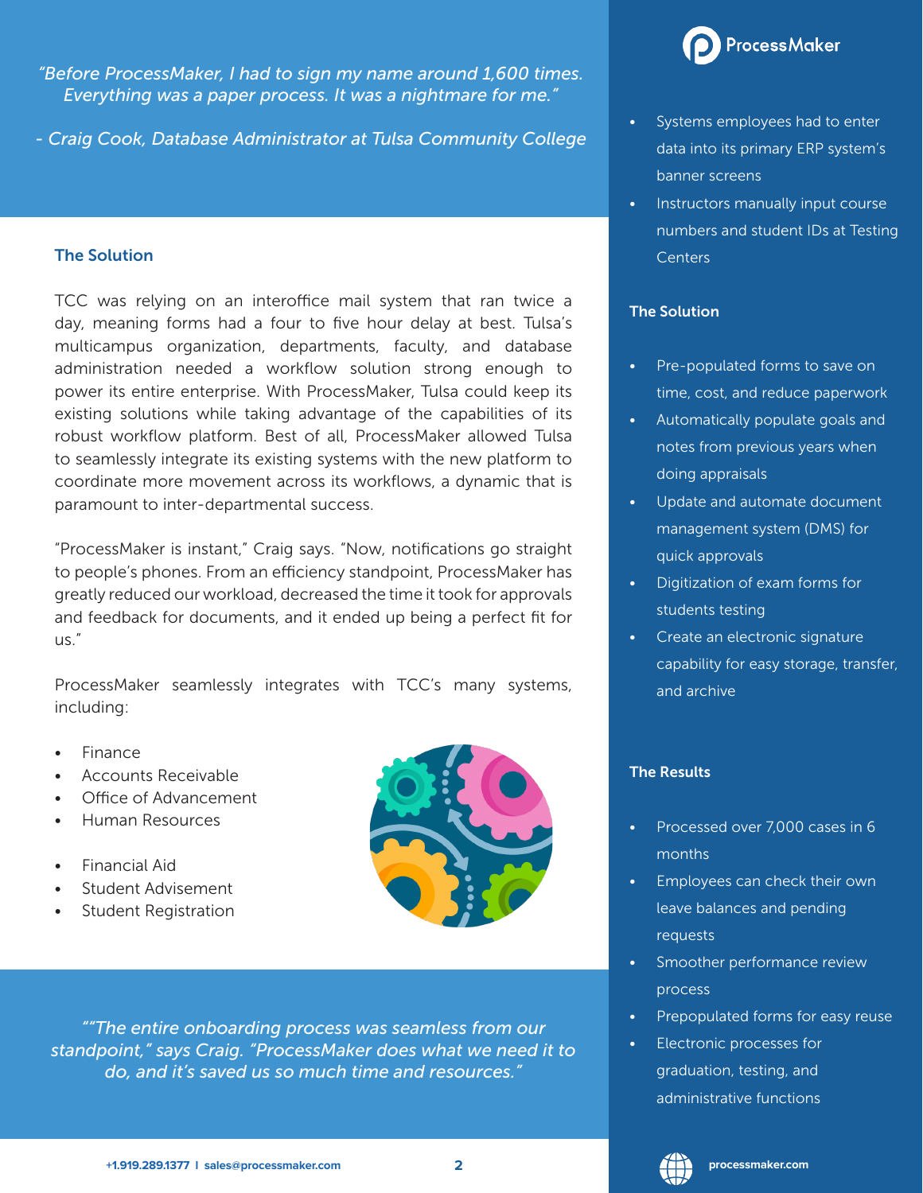*"Before ProcessMaker, I had to sign my name around 1,600 times. Everything was a paper process. It was a nightmare for me."*

*- Craig Cook, Database Administrator at Tulsa Community College*

## The Solution

TCC was relying on an interoffice mail system that ran twice a day, meaning forms had a four to five hour delay at best. Tulsa's multicampus organization, departments, faculty, and database administration needed a workflow solution strong enough to power its entire enterprise. With ProcessMaker, Tulsa could keep its existing solutions while taking advantage of the capabilities of its robust workflow platform. Best of all, ProcessMaker allowed Tulsa to seamlessly integrate its existing systems with the new platform to coordinate more movement across its workflows, a dynamic that is paramount to inter-departmental success.

"ProcessMaker is instant," Craig says. "Now, notifications go straight to people's phones. From an efficiency standpoint, ProcessMaker has greatly reduced our workload, decreased the time it took for approvals and feedback for documents, and it ended up being a perfect fit for us."

ProcessMaker seamlessly integrates with TCC's many systems, including:

- Finance
- Accounts Receivable
- Office of Advancement
- Human Resources
- Financial Aid
- Student Advisement
- Student Registration

*""The entire onboarding process was seamless from our standpoint," says Craig. "ProcessMaker does what we need it to do, and it's saved us so much time and resources."*

- Systems employees had to enter data into its primary ERP system's banner screens
- Instructors manually input course numbers and student IDs at Testing Centers

## The Solution

- Pre-populated forms to save on time, cost, and reduce paperwork
- Automatically populate goals and notes from previous years when doing appraisals
- Update and automate document management system (DMS) for quick approvals
- Digitization of exam forms for students testing
- Create an electronic signature capability for easy storage, transfer, and archive

## The Results

- Processed over 7,000 cases in 6 months
- Employees can check their own leave balances and pending requests
- Smoother performance review process
- Prepopulated forms for easy reuse
- Electronic processes for graduation, testing, and administrative functions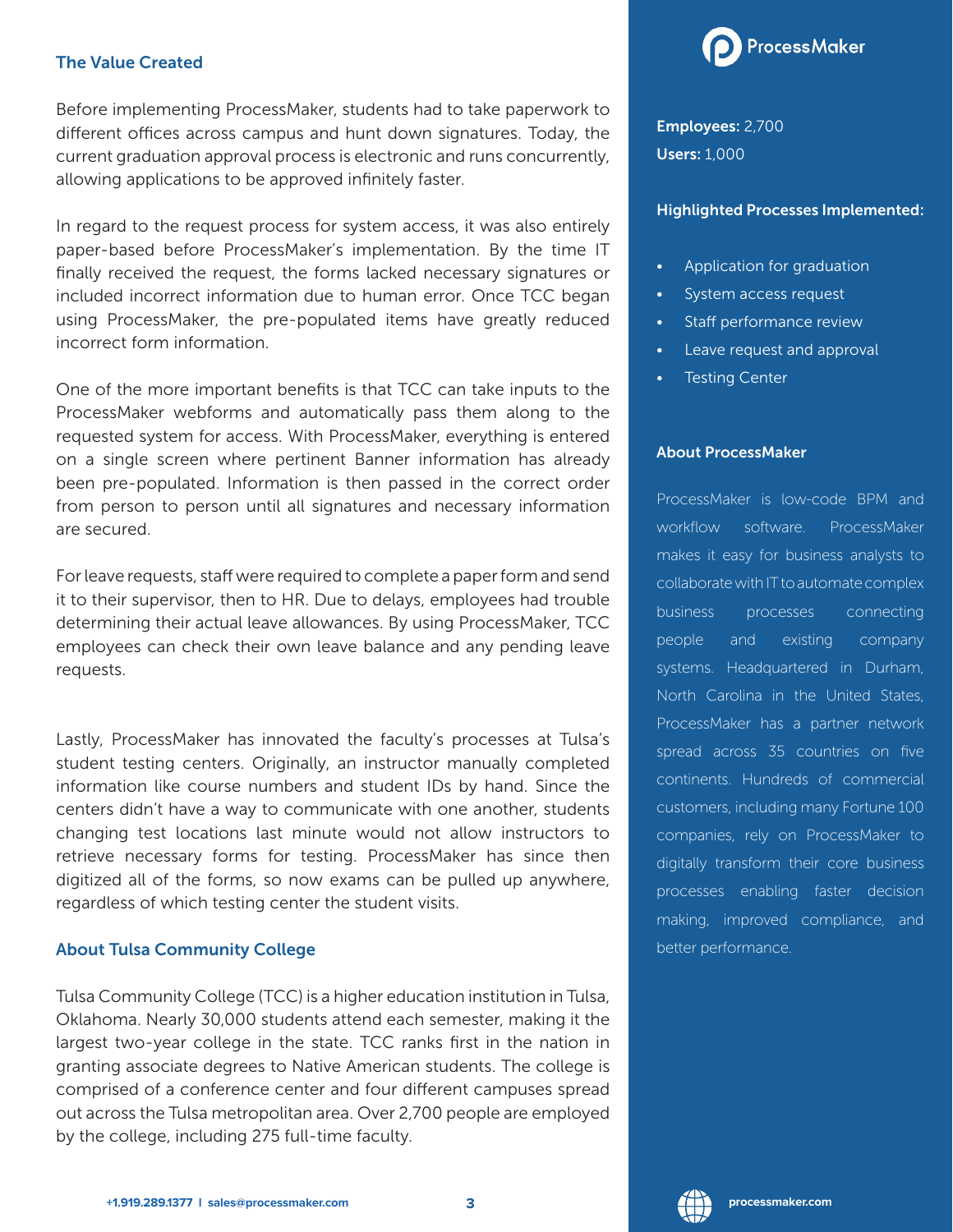## The Value Created

Before implementing ProcessMaker, students had to take paperwork to different offices across campus and hunt down signatures. Today, the current graduation approval process is electronic and runs concurrently, allowing applications to be approved infinitely faster.

In regard to the request process for system access, it was also entirely paper-based before ProcessMaker's implementation. By the time IT finally received the request, the forms lacked necessary signatures or included incorrect information due to human error. Once TCC began using ProcessMaker, the pre-populated items have greatly reduced incorrect form information.

One of the more important benefits is that TCC can take inputs to the ProcessMaker webforms and automatically pass them along to the requested system for access. With ProcessMaker, everything is entered on a single screen where pertinent Banner information has already been pre-populated. Information is then passed in the correct order from person to person until all signatures and necessary information are secured.

For leave requests, staff were required to complete a paper form and send it to their supervisor, then to HR. Due to delays, employees had trouble determining their actual leave allowances. By using ProcessMaker, TCC employees can check their own leave balance and any pending leave requests.

Lastly, ProcessMaker has innovated the faculty's processes at Tulsa's student testing centers. Originally, an instructor manually completed information like course numbers and student IDs by hand. Since the centers didn't have a way to communicate with one another, students changing test locations last minute would not allow instructors to retrieve necessary forms for testing. ProcessMaker has since then digitized all of the forms, so now exams can be pulled up anywhere, regardless of which testing center the student visits.

## About Tulsa Community College

Tulsa Community College (TCC) is a higher education institution in Tulsa, Oklahoma. Nearly 30,000 students attend each semester, making it the largest two-year college in the state. TCC ranks first in the nation in granting associate degrees to Native American students. The college is comprised of a conference center and four different campuses spread out across the Tulsa metropolitan area. Over 2,700 people are employed by the college, including 275 full-time faculty.

ProcessMaker

**Employees:** 2,700
**Users:** 1,000

### Highlighted Processes Implemented:

- Application for graduation
- System access request
- Staff performance review
- Leave request and approval
- Testing Center

### About ProcessMaker

ProcessMaker is low-code BPM and workflow software. ProcessMaker makes it easy for business analysts to collaborate with IT to automate complex business processes connecting people and existing company systems. Headquartered in Durham, North Carolina in the United States, ProcessMaker has a partner network spread across 35 countries on five continents. Hundreds of commercial customers, including many Fortune 100 companies, rely on ProcessMaker to digitally transform their core business processes enabling faster decision making, improved compliance, and better performance.

+1.919.289.1377 | sales@processmaker.com

processmaker.com